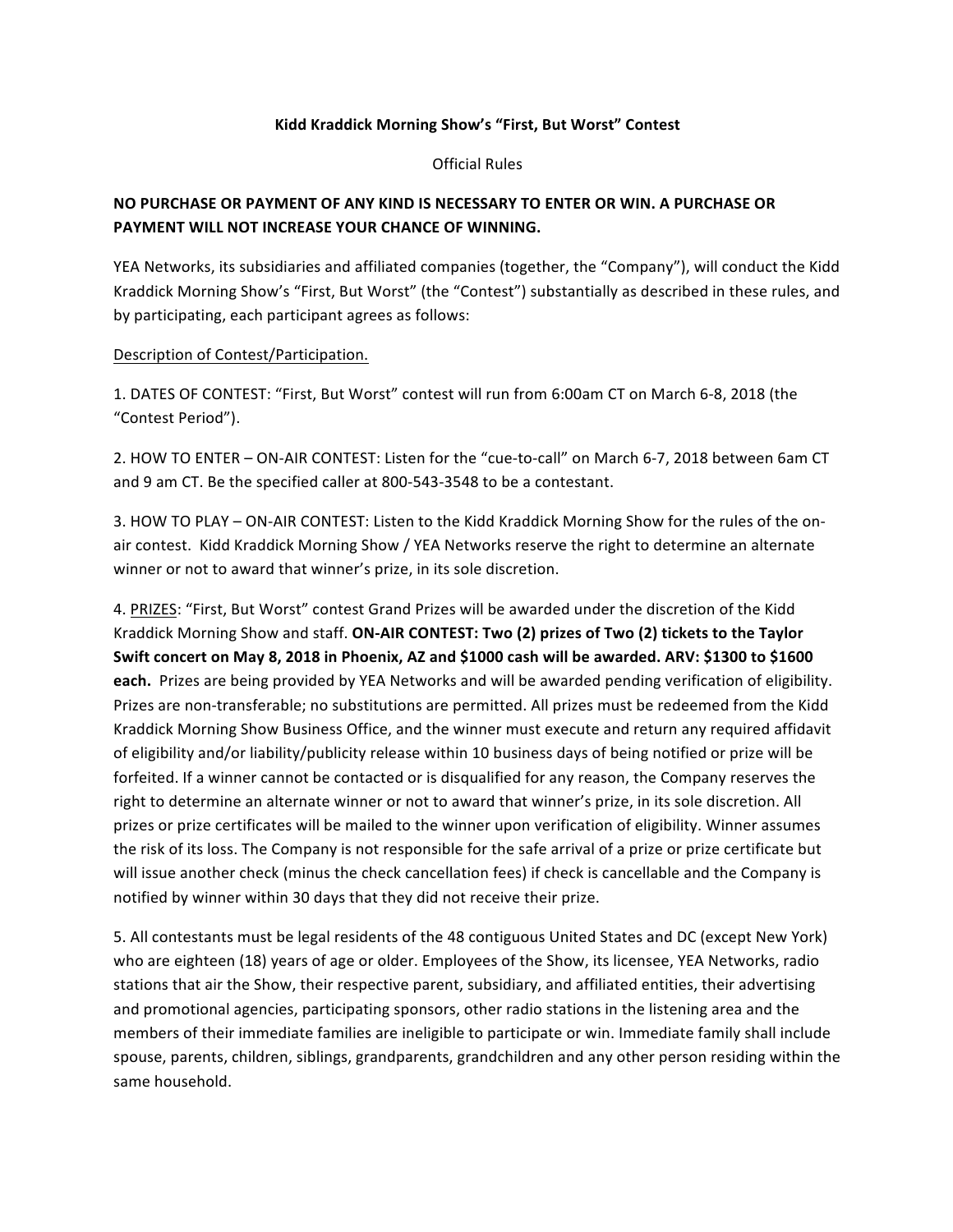# Kidd Kraddick Morning Show's "First, But Worst" Contest

Official Rules

**NO PURCHASE OR PAYMENT OF ANY KIND IS NECESSARY TO ENTER OR WIN. A PURCHASE OR PAYMENT WILL NOT INCREASE YOUR CHANCE OF WINNING.**

YEA Networks, its subsidiaries and affiliated companies (together, the "Company"), will conduct the Kidd Kraddick Morning Show's "First, But Worst" (the "Contest") substantially as described in these rules, and by participating, each participant agrees as follows:

<u>Description of Contest/Participation.</u>

1. DATES OF CONTEST: "First, But Worst" contest will run from 6:00am CT on March 6-8, 2018 (the "Contest Period").

2. HOW TO ENTER – ON-AIR CONTEST: Listen for the "cue-to-call" on March 6-7, 2018 between 6am CT and 9 am CT. Be the specified caller at 800-543-3548 to be a contestant.

3. HOW TO PLAY – ON-AIR CONTEST: Listen to the Kidd Kraddick Morning Show for the rules of the on-air contest. Kidd Kraddick Morning Show / YEA Networks reserve the right to determine an alternate winner or not to award that winner's prize, in its sole discretion.

4. <u>PRIZES</u>: "First, But Worst" contest Grand Prizes will be awarded under the discretion of the Kidd Kraddick Morning Show and staff. **ON-AIR CONTEST: Two (2) prizes of Two (2) tickets to the Taylor Swift concert on May 8, 2018 in Phoenix, AZ and $1000 cash will be awarded. ARV: $1300 to $1600 each.** Prizes are being provided by YEA Networks and will be awarded pending verification of eligibility. Prizes are non-transferable; no substitutions are permitted. All prizes must be redeemed from the Kidd Kraddick Morning Show Business Office, and the winner must execute and return any required affidavit of eligibility and/or liability/publicity release within 10 business days of being notified or prize will be forfeited. If a winner cannot be contacted or is disqualified for any reason, the Company reserves the right to determine an alternate winner or not to award that winner's prize, in its sole discretion. All prizes or prize certificates will be mailed to the winner upon verification of eligibility. Winner assumes the risk of its loss. The Company is not responsible for the safe arrival of a prize or prize certificate but will issue another check (minus the check cancellation fees) if check is cancellable and the Company is notified by winner within 30 days that they did not receive their prize.

5. All contestants must be legal residents of the 48 contiguous United States and DC (except New York) who are eighteen (18) years of age or older. Employees of the Show, its licensee, YEA Networks, radio stations that air the Show, their respective parent, subsidiary, and affiliated entities, their advertising and promotional agencies, participating sponsors, other radio stations in the listening area and the members of their immediate families are ineligible to participate or win. Immediate family shall include spouse, parents, children, siblings, grandparents, grandchildren and any other person residing within the same household.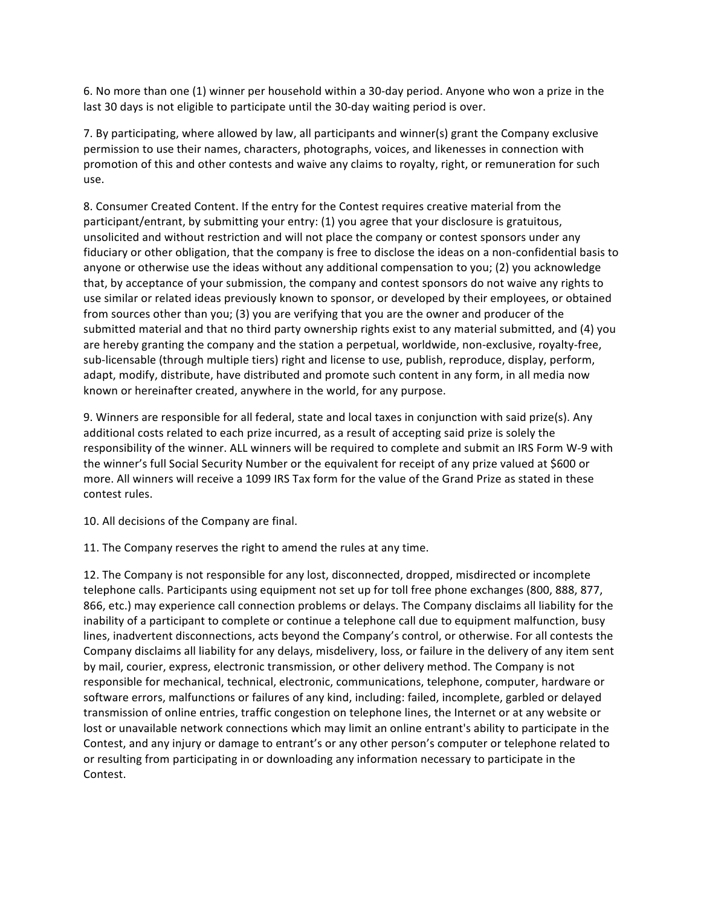6. No more than one (1) winner per household within a 30-day period. Anyone who won a prize in the last 30 days is not eligible to participate until the 30-day waiting period is over.

7. By participating, where allowed by law, all participants and winner(s) grant the Company exclusive permission to use their names, characters, photographs, voices, and likenesses in connection with promotion of this and other contests and waive any claims to royalty, right, or remuneration for such use.

8. Consumer Created Content. If the entry for the Contest requires creative material from the participant/entrant, by submitting your entry: (1) you agree that your disclosure is gratuitous, unsolicited and without restriction and will not place the company or contest sponsors under any fiduciary or other obligation, that the company is free to disclose the ideas on a non-confidential basis to anyone or otherwise use the ideas without any additional compensation to you; (2) you acknowledge that, by acceptance of your submission, the company and contest sponsors do not waive any rights to use similar or related ideas previously known to sponsor, or developed by their employees, or obtained from sources other than you; (3) you are verifying that you are the owner and producer of the submitted material and that no third party ownership rights exist to any material submitted, and (4) you are hereby granting the company and the station a perpetual, worldwide, non-exclusive, royalty-free, sub-licensable (through multiple tiers) right and license to use, publish, reproduce, display, perform, adapt, modify, distribute, have distributed and promote such content in any form, in all media now known or hereinafter created, anywhere in the world, for any purpose.

9. Winners are responsible for all federal, state and local taxes in conjunction with said prize(s). Any additional costs related to each prize incurred, as a result of accepting said prize is solely the responsibility of the winner. ALL winners will be required to complete and submit an IRS Form W-9 with the winner's full Social Security Number or the equivalent for receipt of any prize valued at $600 or more. All winners will receive a 1099 IRS Tax form for the value of the Grand Prize as stated in these contest rules.

10. All decisions of the Company are final.

11. The Company reserves the right to amend the rules at any time.

12. The Company is not responsible for any lost, disconnected, dropped, misdirected or incomplete telephone calls. Participants using equipment not set up for toll free phone exchanges (800, 888, 877, 866, etc.) may experience call connection problems or delays. The Company disclaims all liability for the inability of a participant to complete or continue a telephone call due to equipment malfunction, busy lines, inadvertent disconnections, acts beyond the Company's control, or otherwise. For all contests the Company disclaims all liability for any delays, misdelivery, loss, or failure in the delivery of any item sent by mail, courier, express, electronic transmission, or other delivery method. The Company is not responsible for mechanical, technical, electronic, communications, telephone, computer, hardware or software errors, malfunctions or failures of any kind, including: failed, incomplete, garbled or delayed transmission of online entries, traffic congestion on telephone lines, the Internet or at any website or lost or unavailable network connections which may limit an online entrant's ability to participate in the Contest, and any injury or damage to entrant's or any other person's computer or telephone related to or resulting from participating in or downloading any information necessary to participate in the Contest.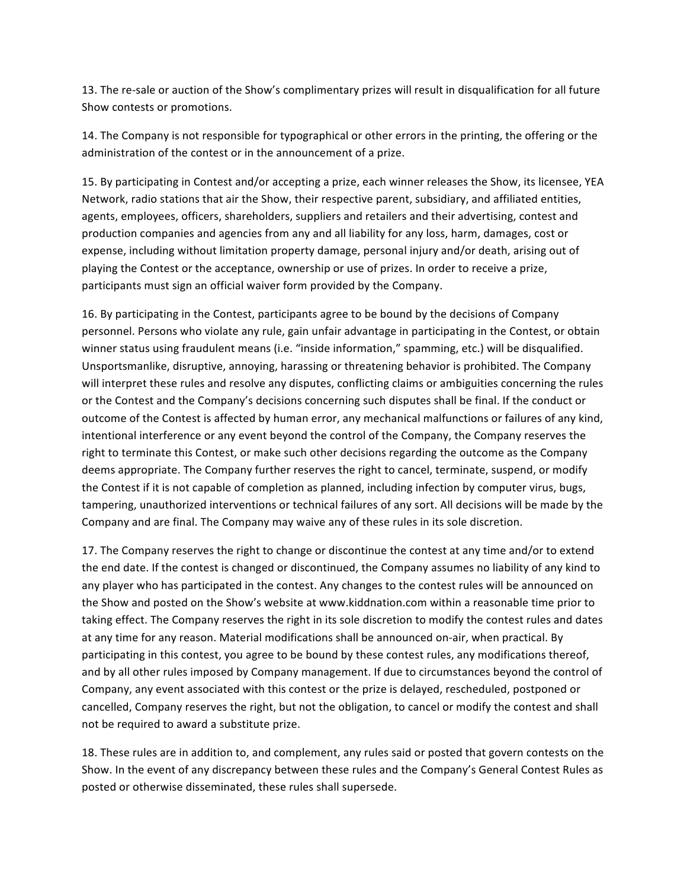13. The re-sale or auction of the Show's complimentary prizes will result in disqualification for all future Show contests or promotions.

14. The Company is not responsible for typographical or other errors in the printing, the offering or the administration of the contest or in the announcement of a prize.

15. By participating in Contest and/or accepting a prize, each winner releases the Show, its licensee, YEA Network, radio stations that air the Show, their respective parent, subsidiary, and affiliated entities, agents, employees, officers, shareholders, suppliers and retailers and their advertising, contest and production companies and agencies from any and all liability for any loss, harm, damages, cost or expense, including without limitation property damage, personal injury and/or death, arising out of playing the Contest or the acceptance, ownership or use of prizes. In order to receive a prize, participants must sign an official waiver form provided by the Company.

16. By participating in the Contest, participants agree to be bound by the decisions of Company personnel. Persons who violate any rule, gain unfair advantage in participating in the Contest, or obtain winner status using fraudulent means (i.e. "inside information," spamming, etc.) will be disqualified. Unsportsmanlike, disruptive, annoying, harassing or threatening behavior is prohibited. The Company will interpret these rules and resolve any disputes, conflicting claims or ambiguities concerning the rules or the Contest and the Company's decisions concerning such disputes shall be final. If the conduct or outcome of the Contest is affected by human error, any mechanical malfunctions or failures of any kind, intentional interference or any event beyond the control of the Company, the Company reserves the right to terminate this Contest, or make such other decisions regarding the outcome as the Company deems appropriate. The Company further reserves the right to cancel, terminate, suspend, or modify the Contest if it is not capable of completion as planned, including infection by computer virus, bugs, tampering, unauthorized interventions or technical failures of any sort. All decisions will be made by the Company and are final. The Company may waive any of these rules in its sole discretion.

17. The Company reserves the right to change or discontinue the contest at any time and/or to extend the end date. If the contest is changed or discontinued, the Company assumes no liability of any kind to any player who has participated in the contest. Any changes to the contest rules will be announced on the Show and posted on the Show's website at www.kiddnation.com within a reasonable time prior to taking effect. The Company reserves the right in its sole discretion to modify the contest rules and dates at any time for any reason. Material modifications shall be announced on-air, when practical. By participating in this contest, you agree to be bound by these contest rules, any modifications thereof, and by all other rules imposed by Company management. If due to circumstances beyond the control of Company, any event associated with this contest or the prize is delayed, rescheduled, postponed or cancelled, Company reserves the right, but not the obligation, to cancel or modify the contest and shall not be required to award a substitute prize.

18. These rules are in addition to, and complement, any rules said or posted that govern contests on the Show. In the event of any discrepancy between these rules and the Company's General Contest Rules as posted or otherwise disseminated, these rules shall supersede.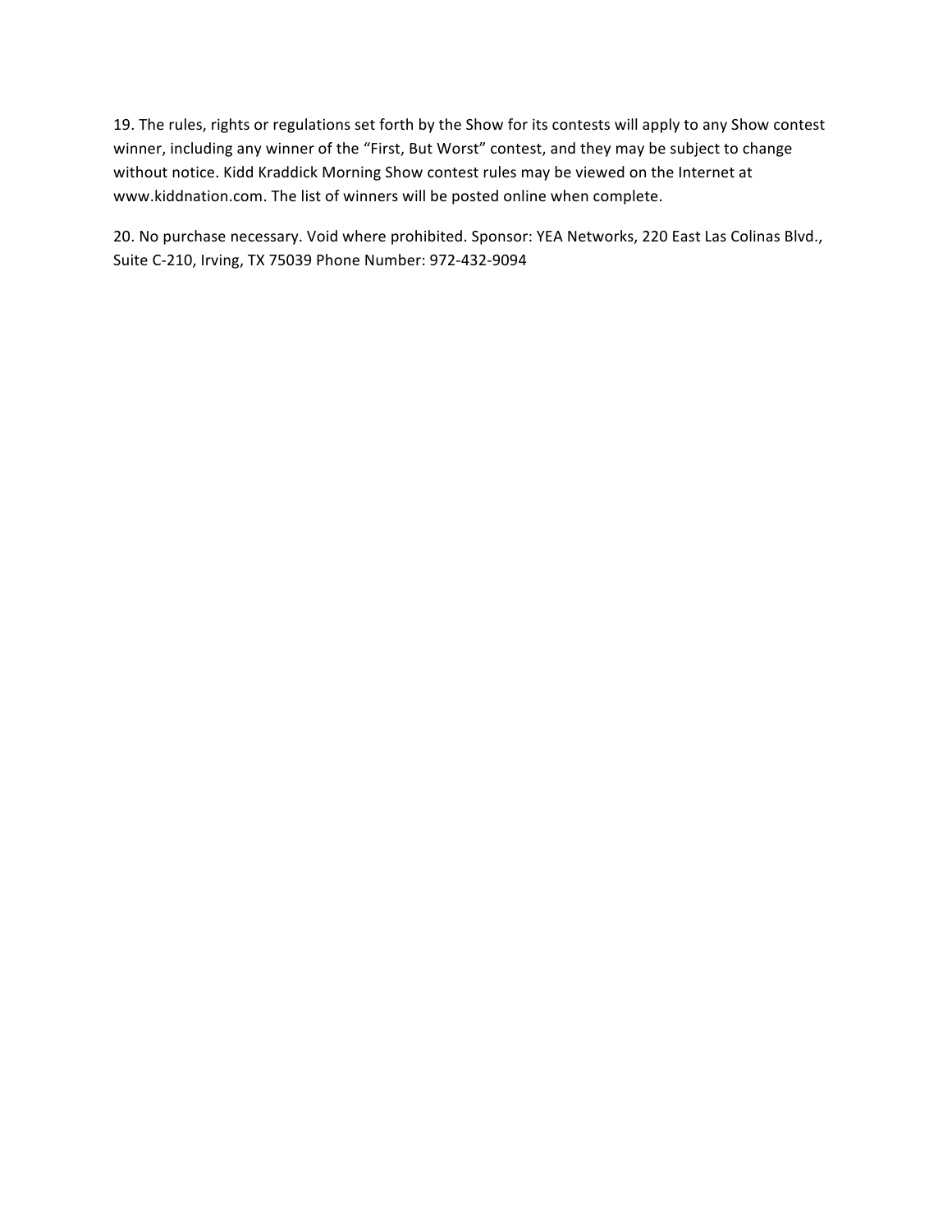19. The rules, rights or regulations set forth by the Show for its contests will apply to any Show contest winner, including any winner of the "First, But Worst" contest, and they may be subject to change without notice. Kidd Kraddick Morning Show contest rules may be viewed on the Internet at www.kiddnation.com. The list of winners will be posted online when complete.

20. No purchase necessary. Void where prohibited. Sponsor: YEA Networks, 220 East Las Colinas Blvd., Suite C-210, Irving, TX 75039 Phone Number: 972-432-9094